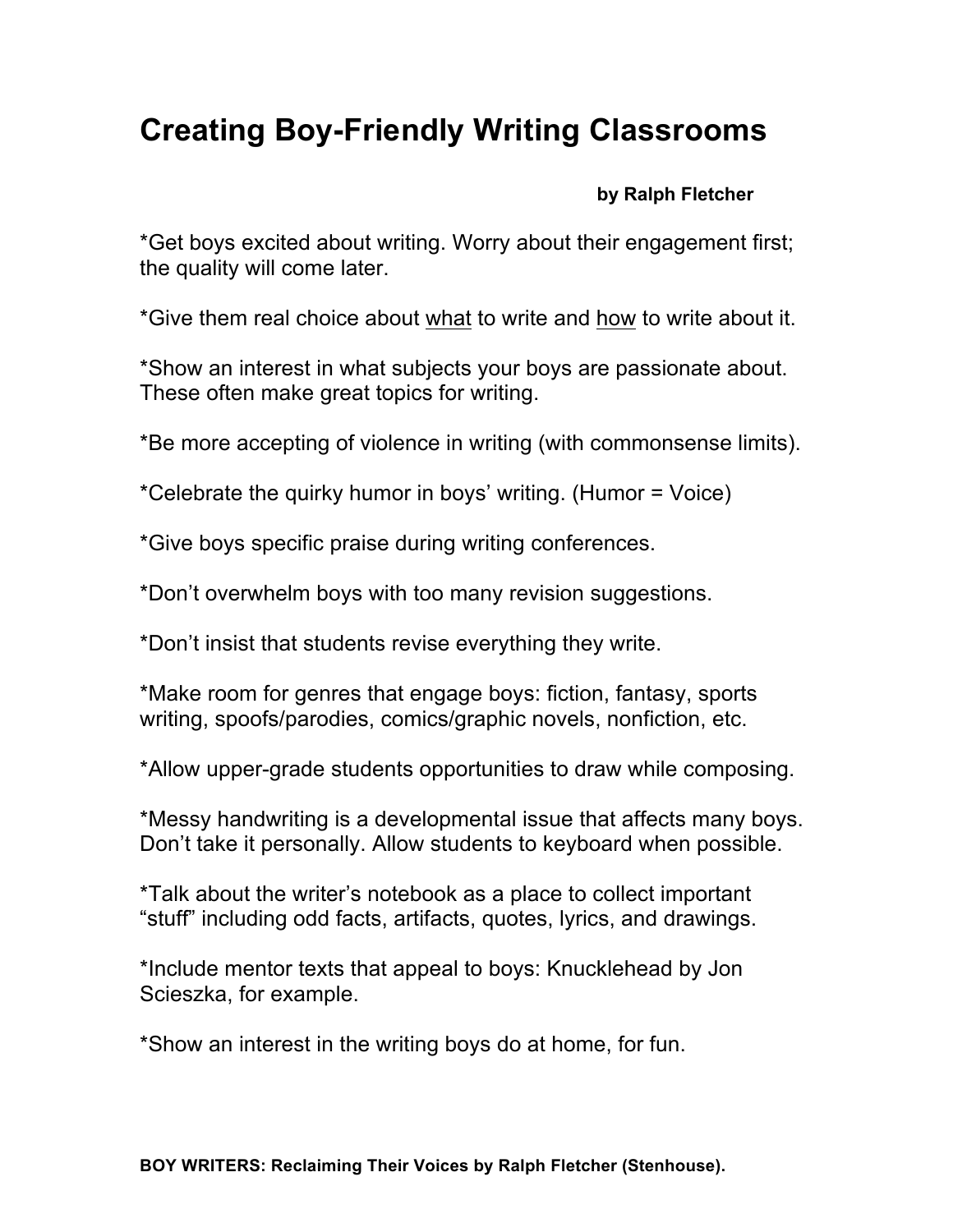# Creating Boy-Friendly Writing Classrooms

**by Ralph Fletcher**

*Get boys excited about writing. Worry about their engagement first; the quality will come later.

*Give them real choice about <u>what</u> to write and <u>how</u> to write about it.

*Show an interest in what subjects your boys are passionate about. These often make great topics for writing.

*Be more accepting of violence in writing (with commonsense limits).

*Celebrate the quirky humor in boys' writing. (Humor = Voice)

*Give boys specific praise during writing conferences.

*Don't overwhelm boys with too many revision suggestions.

*Don't insist that students revise everything they write.

*Make room for genres that engage boys: fiction, fantasy, sports writing, spoofs/parodies, comics/graphic novels, nonfiction, etc.

*Allow upper-grade students opportunities to draw while composing.

*Messy handwriting is a developmental issue that affects many boys. Don't take it personally. Allow students to keyboard when possible.

*Talk about the writer's notebook as a place to collect important "stuff" including odd facts, artifacts, quotes, lyrics, and drawings.

*Include mentor texts that appeal to boys: Knucklehead by Jon Scieszka, for example.

*Show an interest in the writing boys do at home, for fun.

**BOY WRITERS: Reclaiming Their Voices by Ralph Fletcher (Stenhouse).**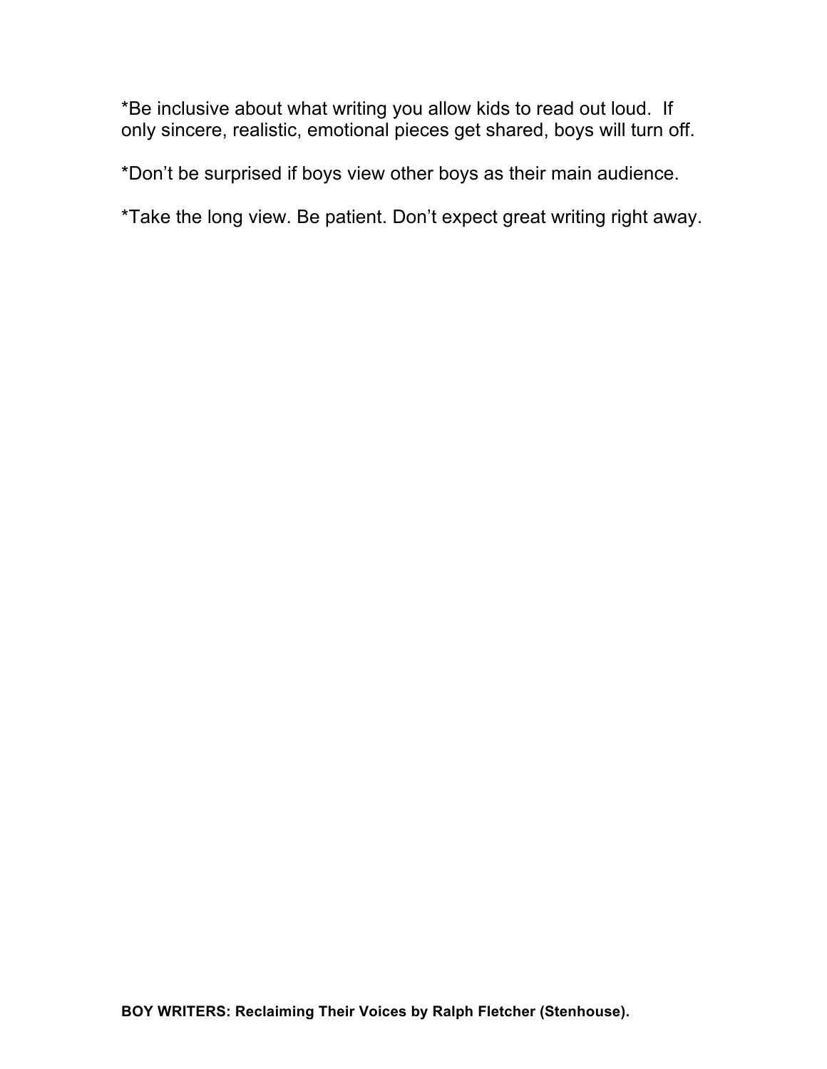*Be inclusive about what writing you allow kids to read out loud. If only sincere, realistic, emotional pieces get shared, boys will turn off.

*Don't be surprised if boys view other boys as their main audience.

*Take the long view. Be patient. Don't expect great writing right away.